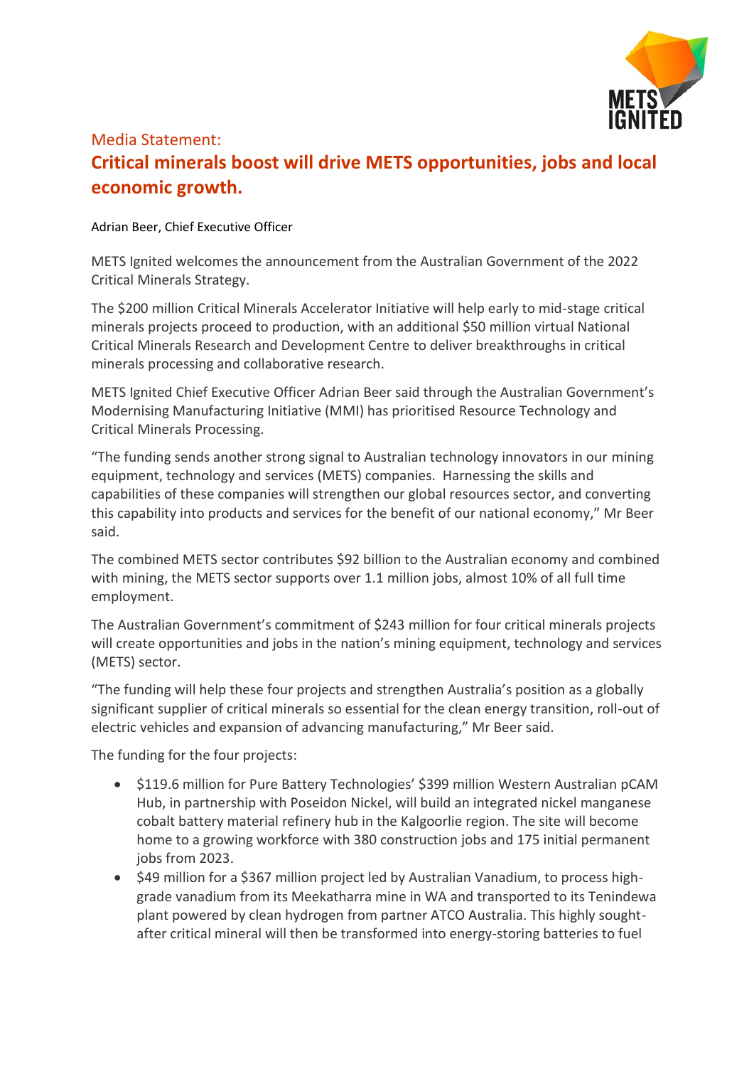Media Statement:

# Critical minerals boost will drive METS opportunities, jobs and local economic growth.

Adrian Beer, Chief Executive Officer

METS Ignited welcomes the announcement from the Australian Government of the 2022 Critical Minerals Strategy.

The $200 million Critical Minerals Accelerator Initiative will help early to mid-stage critical minerals projects proceed to production, with an additional $50 million virtual National Critical Minerals Research and Development Centre to deliver breakthroughs in critical minerals processing and collaborative research.

METS Ignited Chief Executive Officer Adrian Beer said through the Australian Government's Modernising Manufacturing Initiative (MMI) has prioritised Resource Technology and Critical Minerals Processing.

"The funding sends another strong signal to Australian technology innovators in our mining equipment, technology and services (METS) companies. Harnessing the skills and capabilities of these companies will strengthen our global resources sector, and converting this capability into products and services for the benefit of our national economy," Mr Beer said.

The combined METS sector contributes $92 billion to the Australian economy and combined with mining, the METS sector supports over 1.1 million jobs, almost 10% of all full time employment.

The Australian Government's commitment of $243 million for four critical minerals projects will create opportunities and jobs in the nation's mining equipment, technology and services (METS) sector.

"The funding will help these four projects and strengthen Australia's position as a globally significant supplier of critical minerals so essential for the clean energy transition, roll-out of electric vehicles and expansion of advancing manufacturing," Mr Beer said.

The funding for the four projects:

- $119.6 million for Pure Battery Technologies' $399 million Western Australian pCAM Hub, in partnership with Poseidon Nickel, will build an integrated nickel manganese cobalt battery material refinery hub in the Kalgoorlie region. The site will become home to a growing workforce with 380 construction jobs and 175 initial permanent jobs from 2023.
- $49 million for a $367 million project led by Australian Vanadium, to process high-grade vanadium from its Meekatharra mine in WA and transported to its Tenindewa plant powered by clean hydrogen from partner ATCO Australia. This highly sought-after critical mineral will then be transformed into energy-storing batteries to fuel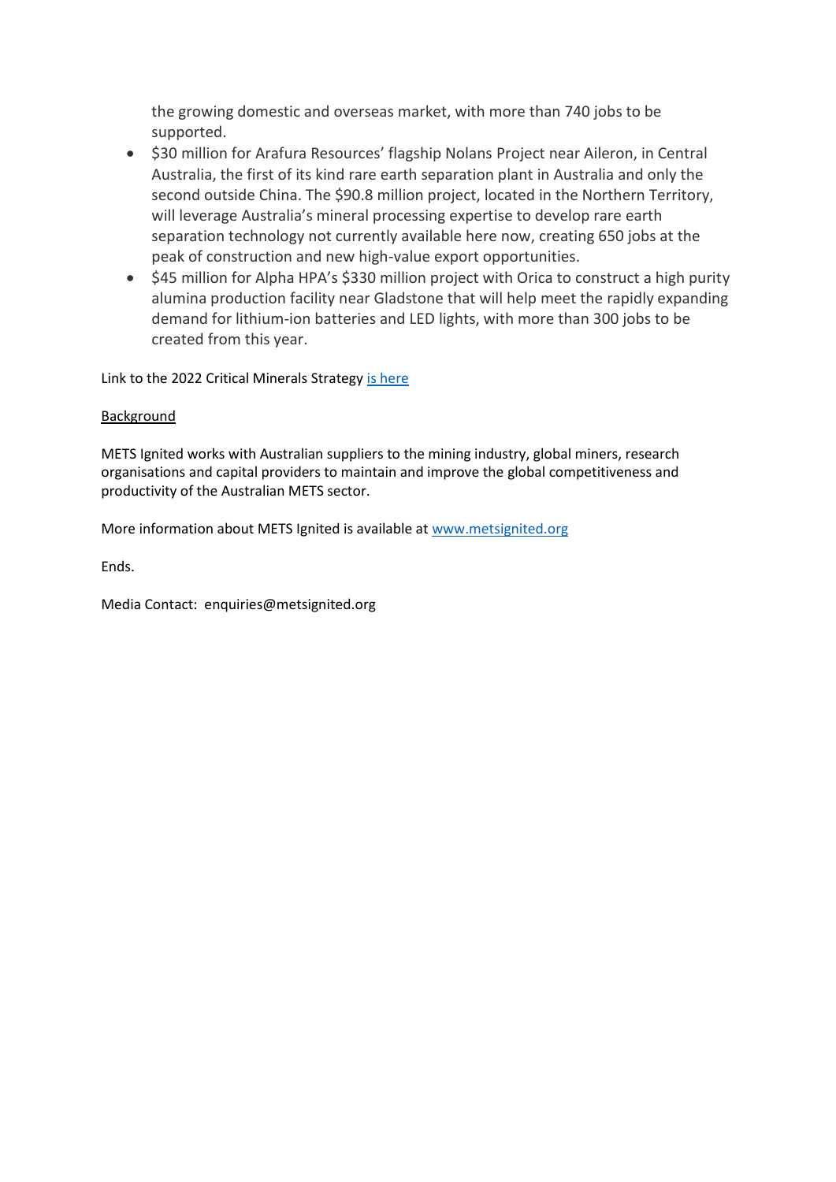the growing domestic and overseas market, with more than 740 jobs to be supported.

- $30 million for Arafura Resources' flagship Nolans Project near Aileron, in Central Australia, the first of its kind rare earth separation plant in Australia and only the second outside China. The $90.8 million project, located in the Northern Territory, will leverage Australia's mineral processing expertise to develop rare earth separation technology not currently available here now, creating 650 jobs at the peak of construction and new high-value export opportunities.
- $45 million for Alpha HPA's $330 million project with Orica to construct a high purity alumina production facility near Gladstone that will help meet the rapidly expanding demand for lithium-ion batteries and LED lights, with more than 300 jobs to be created from this year.

Link to the 2022 Critical Minerals Strategy is here

Background

METS Ignited works with Australian suppliers to the mining industry, global miners, research organisations and capital providers to maintain and improve the global competitiveness and productivity of the Australian METS sector.

More information about METS Ignited is available at www.metsignited.org

Ends.

Media Contact: enquiries@metsignited.org